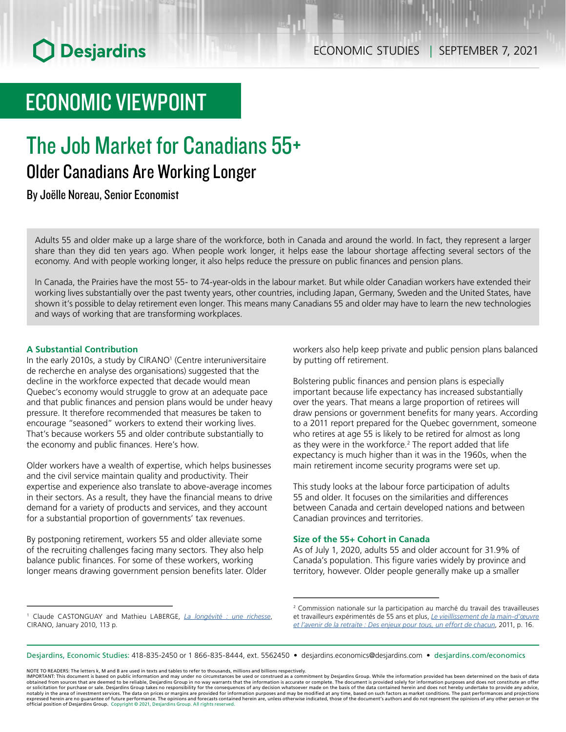# ECONOMIC VIEWPOINT

# The Job Market for Canadians 55+

## Older Canadians Are Working Longer

By Joëlle Noreau, Senior Economist

Adults 55 and older make up a large share of the workforce, both in Canada and around the world. In fact, they represent a larger share than they did ten years ago. When people work longer, it helps ease the labour shortage affecting several sectors of the economy. And with people working longer, it also helps reduce the pressure on public finances and pension plans.

In Canada, the Prairies have the most 55- to 74-year-olds in the labour market. But while older Canadian workers have extended their working lives substantially over the past twenty years, other countries, including Japan, Germany, Sweden and the United States, have shown it's possible to delay retirement even longer. This means many Canadians 55 and older may have to learn the new technologies and ways of working that are transforming workplaces.

### A Substantial Contribution

In the early 2010s, a study by CIRANO[1] (Centre interuniversitaire de recherche en analyse des organisations) suggested that the decline in the workforce expected that decade would mean Quebec's economy would struggle to grow at an adequate pace and that public finances and pension plans would be under heavy pressure. It therefore recommended that measures be taken to encourage "seasoned" workers to extend their working lives. That's because workers 55 and older contribute substantially to the economy and public finances. Here's how.

Older workers have a wealth of expertise, which helps businesses and the civil service maintain quality and productivity. Their expertise and experience also translate to above-average incomes in their sectors. As a result, they have the financial means to drive demand for a variety of products and services, and they account for a substantial proportion of governments' tax revenues.

By postponing retirement, workers 55 and older alleviate some of the recruiting challenges facing many sectors. They also help balance public finances. For some of these workers, working longer means drawing government pension benefits later. Older workers also help keep private and public pension plans balanced by putting off retirement.

Bolstering public finances and pension plans is especially important because life expectancy has increased substantially over the years. That means a large proportion of retirees will draw pensions or government benefits for many years. According to a 2011 report prepared for the Quebec government, someone who retires at age 55 is likely to be retired for almost as long as they were in the workforce.[2] The report added that life expectancy is much higher than it was in the 1960s, when the main retirement income security programs were set up.

This study looks at the labour force participation of adults 55 and older. It focuses on the similarities and differences between Canada and certain developed nations and between Canadian provinces and territories.

### Size of the 55+ Cohort in Canada

As of July 1, 2020, adults 55 and older account for 31.9% of Canada's population. This figure varies widely by province and territory, however. Older people generally make up a smaller

---

[1] Claude CASTONGUAY and Mathieu LABERGE, *La longévité : une richesse*, CIRANO, January 2010, 113 p.

[2] Commission nationale sur la participation au marché du travail des travailleuses et travailleurs expérimentés de 55 ans et plus, *Le vieillissement de la main-d'œuvre et l'avenir de la retraite : Des enjeux pour tous, un effort de chacun*, 2011, p. 16.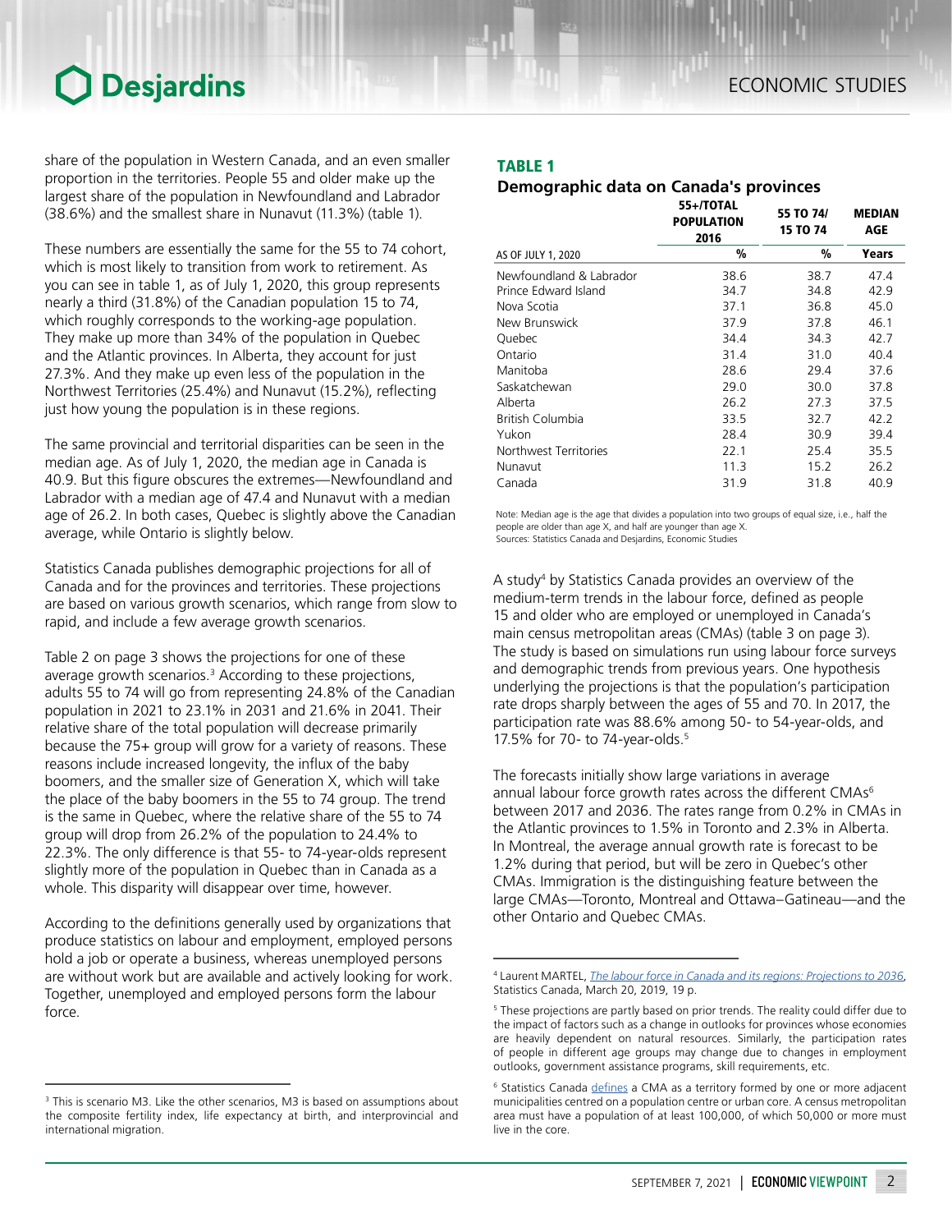share of the population in Western Canada, and an even smaller proportion in the territories. People 55 and older make up the largest share of the population in Newfoundland and Labrador (38.6%) and the smallest share in Nunavut (11.3%) (table 1).

These numbers are essentially the same for the 55 to 74 cohort, which is most likely to transition from work to retirement. As you can see in table 1, as of July 1, 2020, this group represents nearly a third (31.8%) of the Canadian population 15 to 74, which roughly corresponds to the working-age population. They make up more than 34% of the population in Quebec and the Atlantic provinces. In Alberta, they account for just 27.3%. And they make up even less of the population in the Northwest Territories (25.4%) and Nunavut (15.2%), reflecting just how young the population is in these regions.

The same provincial and territorial disparities can be seen in the median age. As of July 1, 2020, the median age in Canada is 40.9. But this figure obscures the extremes—Newfoundland and Labrador with a median age of 47.4 and Nunavut with a median age of 26.2. In both cases, Quebec is slightly above the Canadian average, while Ontario is slightly below.

Statistics Canada publishes demographic projections for all of Canada and for the provinces and territories. These projections are based on various growth scenarios, which range from slow to rapid, and include a few average growth scenarios.

Table 2 on page 3 shows the projections for one of these average growth scenarios.[3] According to these projections, adults 55 to 74 will go from representing 24.8% of the Canadian population in 2021 to 23.1% in 2031 and 21.6% in 2041. Their relative share of the total population will decrease primarily because the 75+ group will grow for a variety of reasons. These reasons include increased longevity, the influx of the baby boomers, and the smaller size of Generation X, which will take the place of the baby boomers in the 55 to 74 group. The trend is the same in Quebec, where the relative share of the 55 to 74 group will drop from 26.2% of the population to 24.4% to 22.3%. The only difference is that 55- to 74-year-olds represent slightly more of the population in Quebec than in Canada as a whole. This disparity will disappear over time, however.

According to the definitions generally used by organizations that produce statistics on labour and employment, employed persons hold a job or operate a business, whereas unemployed persons are without work but are available and actively looking for work. Together, unemployed and employed persons form the labour force.

### TABLE 1
**Demographic data on Canada's provinces**

| AS OF JULY 1, 2020 | 55+/TOTAL POPULATION 2016 | 55 TO 74/ 15 TO 74 | MEDIAN AGE |
|---|---|---|---|
| | % | % | Years |
| Newfoundland & Labrador | 38.6 | 38.7 | 47.4 |
| Prince Edward Island | 34.7 | 34.8 | 42.9 |
| Nova Scotia | 37.1 | 36.8 | 45.0 |
| New Brunswick | 37.9 | 37.8 | 46.1 |
| Quebec | 34.4 | 34.3 | 42.7 |
| Ontario | 31.4 | 31.0 | 40.4 |
| Manitoba | 28.6 | 29.4 | 37.6 |
| Saskatchewan | 29.0 | 30.0 | 37.8 |
| Alberta | 26.2 | 27.3 | 37.5 |
| British Columbia | 33.5 | 32.7 | 42.2 |
| Yukon | 28.4 | 30.9 | 39.4 |
| Northwest Territories | 22.1 | 25.4 | 35.5 |
| Nunavut | 11.3 | 15.2 | 26.2 |
| Canada | 31.9 | 31.8 | 40.9 |

Note: Median age is the age that divides a population into two groups of equal size, i.e., half the people are older than age X, and half are younger than age X.
Sources: Statistics Canada and Desjardins, Economic Studies

A study[4] by Statistics Canada provides an overview of the medium-term trends in the labour force, defined as people 15 and older who are employed or unemployed in Canada's main census metropolitan areas (CMAs) (table 3 on page 3). The study is based on simulations run using labour force surveys and demographic trends from previous years. One hypothesis underlying the projections is that the population's participation rate drops sharply between the ages of 55 and 70. In 2017, the participation rate was 88.6% among 50- to 54-year-olds, and 17.5% for 70- to 74-year-olds.[5]

The forecasts initially show large variations in average annual labour force growth rates across the different CMAs[6] between 2017 and 2036. The rates range from 0.2% in CMAs in the Atlantic provinces to 1.5% in Toronto and 2.3% in Alberta. In Montreal, the average annual growth rate is forecast to be 1.2% during that period, but will be zero in Quebec's other CMAs. Immigration is the distinguishing feature between the large CMAs—Toronto, Montreal and Ottawa–Gatineau—and the other Ontario and Quebec CMAs.

---

[3] This is scenario M3. Like the other scenarios, M3 is based on assumptions about the composite fertility index, life expectancy at birth, and interprovincial and international migration.

[4] Laurent MARTEL, *The labour force in Canada and its regions: Projections to 2036*, Statistics Canada, March 20, 2019, 19 p.

[5] These projections are partly based on prior trends. The reality could differ due to the impact of factors such as a change in outlooks for provinces whose economies are heavily dependent on natural resources. Similarly, the participation rates of people in different age groups may change due to changes in employment outlooks, government assistance programs, skill requirements, etc.

[6] Statistics Canada defines a CMA as a territory formed by one or more adjacent municipalities centred on a population centre or urban core. A census metropolitan area must have a population of at least 100,000, of which 50,000 or more must live in the core.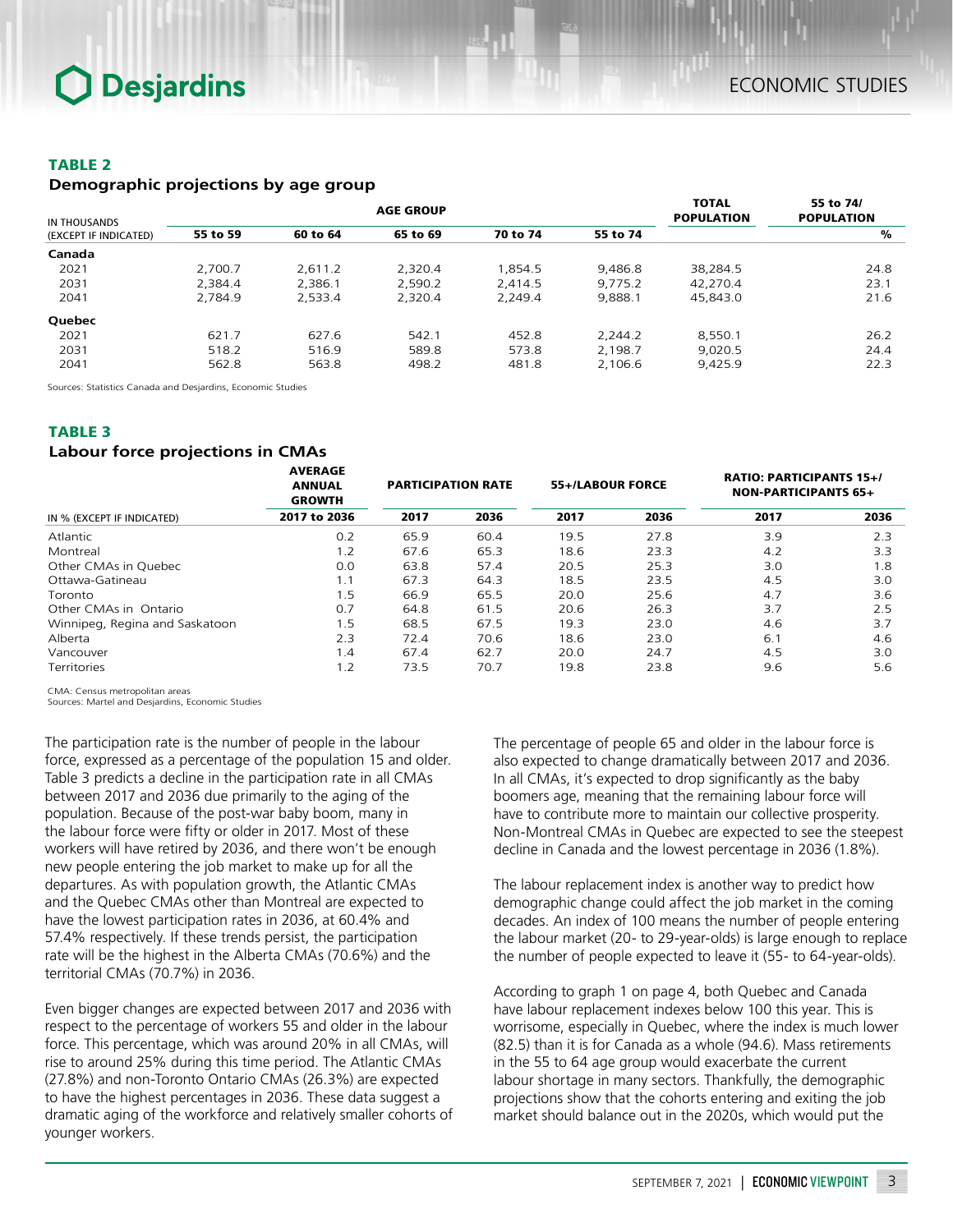**TABLE 2**

**Demographic projections by age group**

| IN THOUSANDS (EXCEPT IF INDICATED) | AGE GROUP | | | | | TOTAL POPULATION | 55 to 74/ POPULATION |
|---|---|---|---|---|---|---|---|
| | 55 to 59 | 60 to 64 | 65 to 69 | 70 to 74 | 55 to 74 | | % |
| **Canada** | | | | | | | |
| 2021 | 2,700.7 | 2,611.2 | 2,320.4 | 1,854.5 | 9,486.8 | 38,284.5 | 24.8 |
| 2031 | 2,384.4 | 2,386.1 | 2,590.2 | 2,414.5 | 9,775.2 | 42,270.4 | 23.1 |
| 2041 | 2,784.9 | 2,533.4 | 2,320.4 | 2,249.4 | 9,888.1 | 45,843.0 | 21.6 |
| **Quebec** | | | | | | | |
| 2021 | 621.7 | 627.6 | 542.1 | 452.8 | 2,244.2 | 8,550.1 | 26.2 |
| 2031 | 518.2 | 516.9 | 589.8 | 573.8 | 2,198.7 | 9,020.5 | 24.4 |
| 2041 | 562.8 | 563.8 | 498.2 | 481.8 | 2,106.6 | 9,425.9 | 22.3 |

Sources: Statistics Canada and Desjardins, Economic Studies

**TABLE 3**

**Labour force projections in CMAs**

| IN % (EXCEPT IF INDICATED) | AVERAGE ANNUAL GROWTH | PARTICIPATION RATE | | 55+/LABOUR FORCE | | RATIO: PARTICIPANTS 15+/ NON-PARTICIPANTS 65+ | |
|---|---|---|---|---|---|---|---|
| | 2017 to 2036 | 2017 | 2036 | 2017 | 2036 | 2017 | 2036 |
| Atlantic | 0.2 | 65.9 | 60.4 | 19.5 | 27.8 | 3.9 | 2.3 |
| Montreal | 1.2 | 67.6 | 65.3 | 18.6 | 23.3 | 4.2 | 3.3 |
| Other CMAs in Quebec | 0.0 | 63.8 | 57.4 | 20.5 | 25.3 | 3.0 | 1.8 |
| Ottawa-Gatineau | 1.1 | 67.3 | 64.3 | 18.5 | 23.5 | 4.5 | 3.0 |
| Toronto | 1.5 | 66.9 | 65.5 | 20.0 | 25.6 | 4.7 | 3.6 |
| Other CMAs in Ontario | 0.7 | 64.8 | 61.5 | 20.6 | 26.3 | 3.7 | 2.5 |
| Winnipeg, Regina and Saskatoon | 1.5 | 68.5 | 67.5 | 19.3 | 23.0 | 4.6 | 3.7 |
| Alberta | 2.3 | 72.4 | 70.6 | 18.6 | 23.0 | 6.1 | 4.6 |
| Vancouver | 1.4 | 67.4 | 62.7 | 20.0 | 24.7 | 4.5 | 3.0 |
| Territories | 1.2 | 73.5 | 70.7 | 19.8 | 23.8 | 9.6 | 5.6 |

CMA: Census metropolitan areas
Sources: Martel and Desjardins, Economic Studies

The participation rate is the number of people in the labour force, expressed as a percentage of the population 15 and older. Table 3 predicts a decline in the participation rate in all CMAs between 2017 and 2036 due primarily to the aging of the population. Because of the post-war baby boom, many in the labour force were fifty or older in 2017. Most of these workers will have retired by 2036, and there won't be enough new people entering the job market to make up for all the departures. As with population growth, the Atlantic CMAs and the Quebec CMAs other than Montreal are expected to have the lowest participation rates in 2036, at 60.4% and 57.4% respectively. If these trends persist, the participation rate will be the highest in the Alberta CMAs (70.6%) and the territorial CMAs (70.7%) in 2036.

Even bigger changes are expected between 2017 and 2036 with respect to the percentage of workers 55 and older in the labour force. This percentage, which was around 20% in all CMAs, will rise to around 25% during this time period. The Atlantic CMAs (27.8%) and non-Toronto Ontario CMAs (26.3%) are expected to have the highest percentages in 2036. These data suggest a dramatic aging of the workforce and relatively smaller cohorts of younger workers.

The percentage of people 65 and older in the labour force is also expected to change dramatically between 2017 and 2036. In all CMAs, it's expected to drop significantly as the baby boomers age, meaning that the remaining labour force will have to contribute more to maintain our collective prosperity. Non-Montreal CMAs in Quebec are expected to see the steepest decline in Canada and the lowest percentage in 2036 (1.8%).

The labour replacement index is another way to predict how demographic change could affect the job market in the coming decades. An index of 100 means the number of people entering the labour market (20- to 29-year-olds) is large enough to replace the number of people expected to leave it (55- to 64-year-olds).

According to graph 1 on page 4, both Quebec and Canada have labour replacement indexes below 100 this year. This is worrisome, especially in Quebec, where the index is much lower (82.5) than it is for Canada as a whole (94.6). Mass retirements in the 55 to 64 age group would exacerbate the current labour shortage in many sectors. Thankfully, the demographic projections show that the cohorts entering and exiting the job market should balance out in the 2020s, which would put the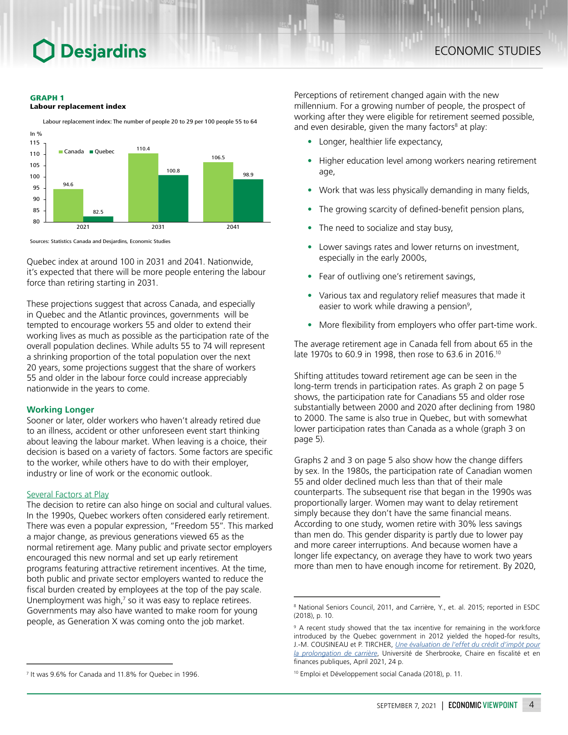**GRAPH 1**
**Labour replacement index**

Labour replacement index: The number of people 20 to 29 per 100 people 55 to 64

| In % | Canada | Quebec |
|---|---|---|
| 2021 | 94.6 | 82.5 |
| 2031 | 110.4 | 100.8 |
| 2041 | 106.5 | 98.9 |

Sources: Statistics Canada and Desjardins, Economic Studies

Quebec index at around 100 in 2031 and 2041. Nationwide, it's expected that there will be more people entering the labour force than retiring starting in 2031.

These projections suggest that across Canada, and especially in Quebec and the Atlantic provinces, governments will be tempted to encourage workers 55 and older to extend their working lives as much as possible as the participation rate of the overall population declines. While adults 55 to 74 will represent a shrinking proportion of the total population over the next 20 years, some projections suggest that the share of workers 55 and older in the labour force could increase appreciably nationwide in the years to come.

### Working Longer

Sooner or later, older workers who haven't already retired due to an illness, accident or other unforeseen event start thinking about leaving the labour market. When leaving is a choice, their decision is based on a variety of factors. Some factors are specific to the worker, while others have to do with their employer, industry or line of work or the economic outlook.

#### Several Factors at Play

The decision to retire can also hinge on social and cultural values. In the 1990s, Quebec workers often considered early retirement. There was even a popular expression, "Freedom 55". This marked a major change, as previous generations viewed 65 as the normal retirement age. Many public and private sector employers encouraged this new normal and set up early retirement programs featuring attractive retirement incentives. At the time, both public and private sector employers wanted to reduce the fiscal burden created by employees at the top of the pay scale. Unemployment was high,[7] so it was easy to replace retirees. Governments may also have wanted to make room for young people, as Generation X was coming onto the job market.

Perceptions of retirement changed again with the new millennium. For a growing number of people, the prospect of working after they were eligible for retirement seemed possible, and even desirable, given the many factors[8] at play:

- Longer, healthier life expectancy,
- Higher education level among workers nearing retirement age,
- Work that was less physically demanding in many fields,
- The growing scarcity of defined-benefit pension plans,
- The need to socialize and stay busy,
- Lower savings rates and lower returns on investment, especially in the early 2000s,
- Fear of outliving one's retirement savings,
- Various tax and regulatory relief measures that made it easier to work while drawing a pension[9],
- More flexibility from employers who offer part-time work.

The average retirement age in Canada fell from about 65 in the late 1970s to 60.9 in 1998, then rose to 63.6 in 2016.[10]

Shifting attitudes toward retirement age can be seen in the long-term trends in participation rates. As graph 2 on page 5 shows, the participation rate for Canadians 55 and older rose substantially between 2000 and 2020 after declining from 1980 to 2000. The same is also true in Quebec, but with somewhat lower participation rates than Canada as a whole (graph 3 on page 5).

Graphs 2 and 3 on page 5 also show how the change differs by sex. In the 1980s, the participation rate of Canadian women 55 and older declined much less than that of their male counterparts. The subsequent rise that began in the 1990s was proportionally larger. Women may want to delay retirement simply because they don't have the same financial means. According to one study, women retire with 30% less savings than men do. This gender disparity is partly due to lower pay and more career interruptions. And because women have a longer life expectancy, on average they have to work two years more than men to have enough income for retirement. By 2020,

---

[7] It was 9.6% for Canada and 11.8% for Quebec in 1996.

[8] National Seniors Council, 2011, and Carrière, Y., et. al. 2015; reported in ESDC (2018), p. 10.

[9] A recent study showed that the tax incentive for remaining in the workforce introduced by the Quebec government in 2012 yielded the hoped-for results, J.-M. COUSINEAU et P. TIRCHER, *Une évaluation de l'effet du crédit d'impôt pour la prolongation de carrière*, Université de Sherbrooke, Chaire en fiscalité et en finances publiques, April 2021, 24 p.

[10] Emploi et Développement social Canada (2018), p. 11.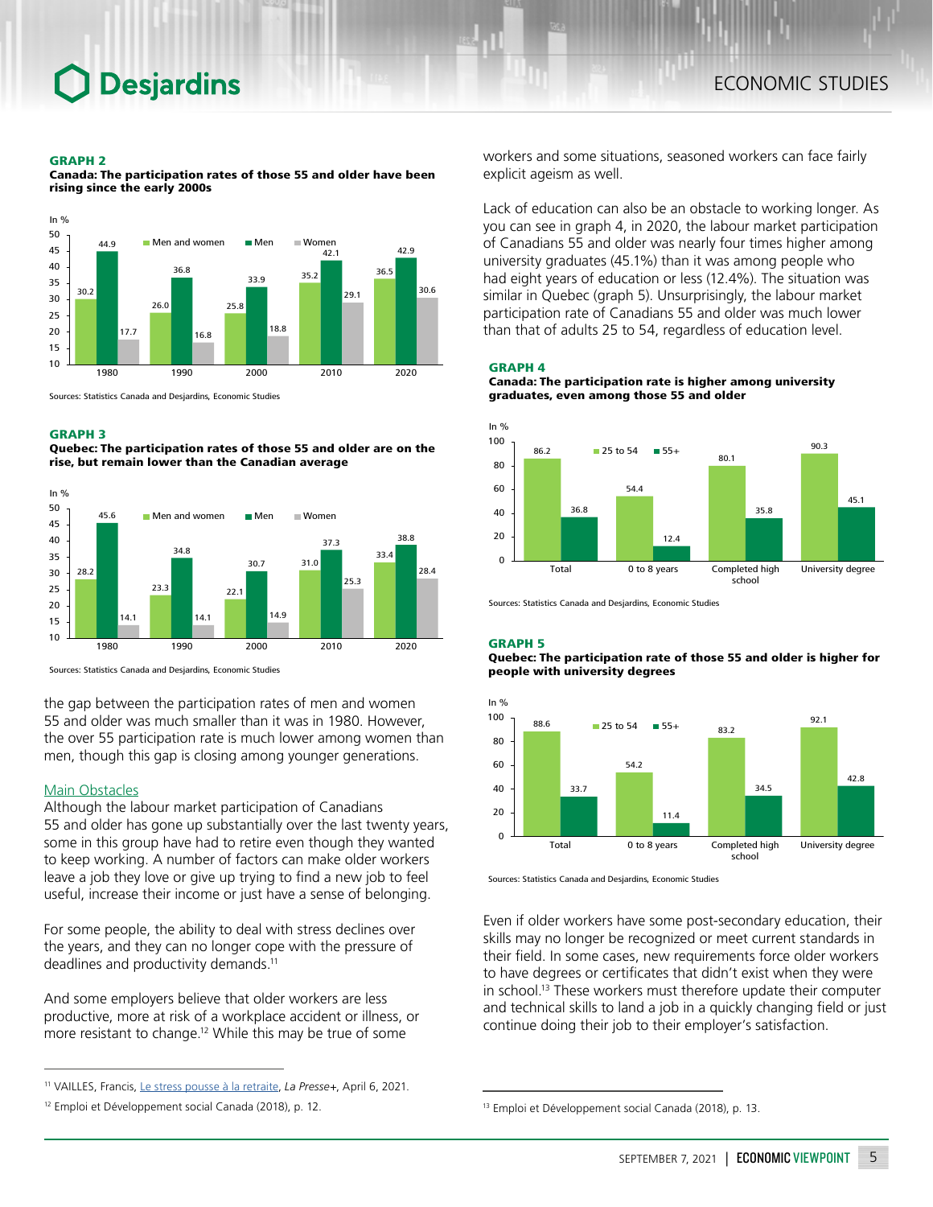**GRAPH 2**
**Canada: The participation rates of those 55 and older have been rising since the early 2000s**

In %

| | Men and women | Men | Women |
|---|---|---|---|
| 1980 | 30.2 | 44.9 | 17.7 |
| 1990 | 26.0 | 36.8 | 16.8 |
| 2000 | 25.8 | 33.9 | 18.8 |
| 2010 | 35.2 | 42.1 | 29.1 |
| 2020 | 36.5 | 42.9 | 30.6 |

Sources: Statistics Canada and Desjardins, Economic Studies

**GRAPH 3**
**Quebec: The participation rates of those 55 and older are on the rise, but remain lower than the Canadian average**

In %

| | Men and women | Men | Women |
|---|---|---|---|
| 1980 | 28.2 | 45.6 | 14.1 |
| 1990 | 23.3 | 34.8 | 14.1 |
| 2000 | 22.1 | 30.7 | 14.9 |
| 2010 | 31.0 | 37.3 | 25.3 |
| 2020 | 33.4 | 38.8 | 28.4 |

Sources: Statistics Canada and Desjardins, Economic Studies

the gap between the participation rates of men and women 55 and older was much smaller than it was in 1980. However, the over 55 participation rate is much lower among women than men, though this gap is closing among younger generations.

## Main Obstacles

Although the labour market participation of Canadians 55 and older has gone up substantially over the last twenty years, some in this group have had to retire even though they wanted to keep working. A number of factors can make older workers leave a job they love or give up trying to find a new job to feel useful, increase their income or just have a sense of belonging.

For some people, the ability to deal with stress declines over the years, and they can no longer cope with the pressure of deadlines and productivity demands.[11]

And some employers believe that older workers are less productive, more at risk of a workplace accident or illness, or more resistant to change.[12] While this may be true of some workers and some situations, seasoned workers can face fairly explicit ageism as well.

Lack of education can also be an obstacle to working longer. As you can see in graph 4, in 2020, the labour market participation of Canadians 55 and older was nearly four times higher among university graduates (45.1%) than it was among people who had eight years of education or less (12.4%). The situation was similar in Quebec (graph 5). Unsurprisingly, the labour market participation rate of Canadians 55 and older was much lower than that of adults 25 to 54, regardless of education level.

**GRAPH 4**
**Canada: The participation rate is higher among university graduates, even among those 55 and older**

In %

| | 25 to 54 | 55+ |
|---|---|---|
| Total | 86.2 | 36.8 |
| 0 to 8 years | 54.4 | 12.4 |
| Completed high school | 80.1 | 35.8 |
| University degree | 90.3 | 45.1 |

Sources: Statistics Canada and Desjardins, Economic Studies

**GRAPH 5**
**Quebec: The participation rate of those 55 and older is higher for people with university degrees**

In %

| | 25 to 54 | 55+ |
|---|---|---|
| Total | 88.6 | 33.7 |
| 0 to 8 years | 54.2 | 11.4 |
| Completed high school | 83.2 | 34.5 |
| University degree | 92.1 | 42.8 |

Sources: Statistics Canada and Desjardins, Economic Studies

Even if older workers have some post-secondary education, their skills may no longer be recognized or meet current standards in their field. In some cases, new requirements force older workers to have degrees or certificates that didn't exist when they were in school.[13] These workers must therefore update their computer and technical skills to land a job in a quickly changing field or just continue doing their job to their employer's satisfaction.

---

[11] VAILLES, Francis, Le stress pousse à la retraite, *La Presse+*, April 6, 2021.

[12] Emploi et Développement social Canada (2018), p. 12.

[13] Emploi et Développement social Canada (2018), p. 13.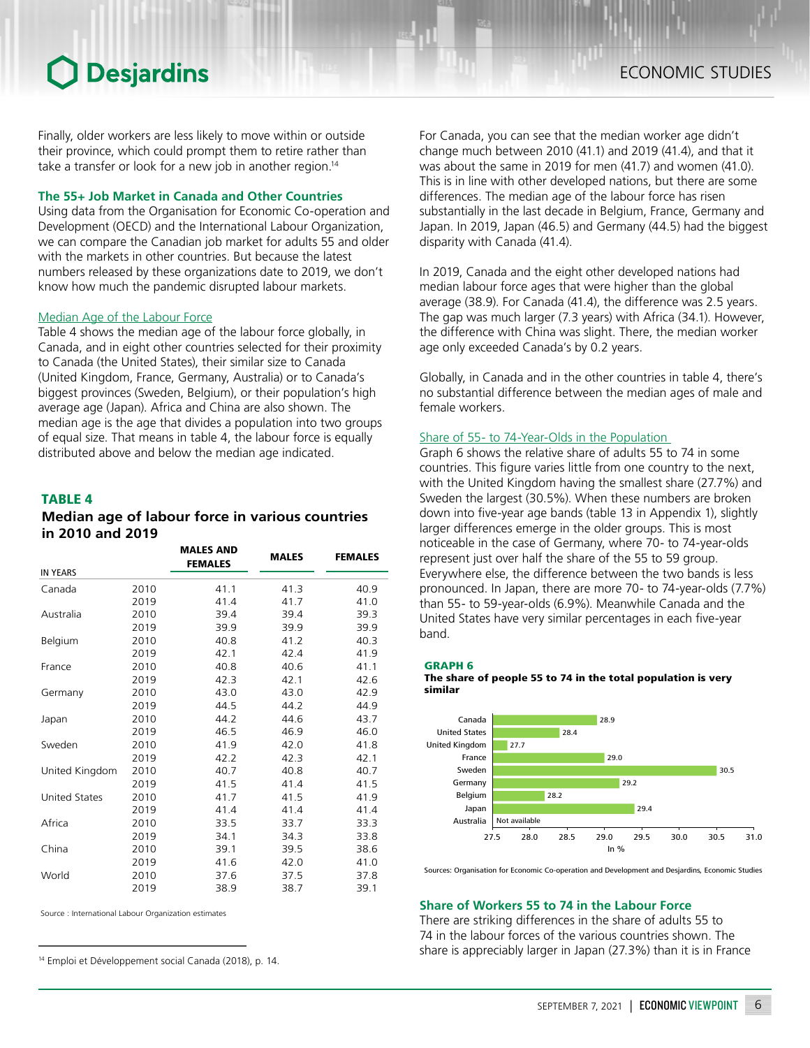Finally, older workers are less likely to move within or outside their province, which could prompt them to retire rather than take a transfer or look for a new job in another region.[14]

### The 55+ Job Market in Canada and Other Countries

Using data from the Organisation for Economic Co-operation and Development (OECD) and the International Labour Organization, we can compare the Canadian job market for adults 55 and older with the markets in other countries. But because the latest numbers released by these organizations date to 2019, we don't know how much the pandemic disrupted labour markets.

#### Median Age of the Labour Force

Table 4 shows the median age of the labour force globally, in Canada, and in eight other countries selected for their proximity to Canada (the United States), their similar size to Canada (United Kingdom, France, Germany, Australia) or to Canada's biggest provinces (Sweden, Belgium), or their population's high average age (Japan). Africa and China are also shown. The median age is the age that divides a population into two groups of equal size. That means in table 4, the labour force is equally distributed above and below the median age indicated.

**TABLE 4**

**Median age of labour force in various countries in 2010 and 2019**

| IN YEARS | | MALES AND FEMALES | MALES | FEMALES |
|---|---|---|---|---|
| Canada | 2010 | 41.1 | 41.3 | 40.9 |
| | 2019 | 41.4 | 41.7 | 41.0 |
| Australia | 2010 | 39.4 | 39.4 | 39.3 |
| | 2019 | 39.9 | 39.9 | 39.9 |
| Belgium | 2010 | 40.8 | 41.2 | 40.3 |
| | 2019 | 42.1 | 42.4 | 41.9 |
| France | 2010 | 40.8 | 40.6 | 41.1 |
| | 2019 | 42.3 | 42.1 | 42.6 |
| Germany | 2010 | 43.0 | 43.0 | 42.9 |
| | 2019 | 44.5 | 44.2 | 44.9 |
| Japan | 2010 | 44.2 | 44.6 | 43.7 |
| | 2019 | 46.5 | 46.9 | 46.0 |
| Sweden | 2010 | 41.9 | 42.0 | 41.8 |
| | 2019 | 42.2 | 42.3 | 42.1 |
| United Kingdom | 2010 | 40.7 | 40.8 | 40.7 |
| | 2019 | 41.5 | 41.4 | 41.5 |
| United States | 2010 | 41.7 | 41.5 | 41.9 |
| | 2019 | 41.4 | 41.4 | 41.4 |
| Africa | 2010 | 33.5 | 33.7 | 33.3 |
| | 2019 | 34.1 | 34.3 | 33.8 |
| China | 2010 | 39.1 | 39.5 | 38.6 |
| | 2019 | 41.6 | 42.0 | 41.0 |
| World | 2010 | 37.6 | 37.5 | 37.8 |
| | 2019 | 38.9 | 38.7 | 39.1 |

Source : International Labour Organization estimates

For Canada, you can see that the median worker age didn't change much between 2010 (41.1) and 2019 (41.4), and that it was about the same in 2019 for men (41.7) and women (41.0). This is in line with other developed nations, but there are some differences. The median age of the labour force has risen substantially in the last decade in Belgium, France, Germany and Japan. In 2019, Japan (46.5) and Germany (44.5) had the biggest disparity with Canada (41.4).

In 2019, Canada and the eight other developed nations had median labour force ages that were higher than the global average (38.9). For Canada (41.4), the difference was 2.5 years. The gap was much larger (7.3 years) with Africa (34.1). However, the difference with China was slight. There, the median worker age only exceeded Canada's by 0.2 years.

Globally, in Canada and in the other countries in table 4, there's no substantial difference between the median ages of male and female workers.

#### Share of 55- to 74-Year-Olds in the Population

Graph 6 shows the relative share of adults 55 to 74 in some countries. This figure varies little from one country to the next, with the United Kingdom having the smallest share (27.7%) and Sweden the largest (30.5%). When these numbers are broken down into five-year age bands (table 13 in Appendix 1), slightly larger differences emerge in the older groups. This is most noticeable in the case of Germany, where 70- to 74-year-olds represent just over half the share of the 55 to 59 group. Everywhere else, the difference between the two bands is less pronounced. In Japan, there are more 70- to 74-year-olds (7.7%) than 55- to 59-year-olds (6.9%). Meanwhile Canada and the United States have very similar percentages in each five-year band.

**GRAPH 6**

**The share of people 55 to 74 in the total population is very similar**

| Country | In % |
|---|---|
| Canada | 28.9 |
| United States | 28.4 |
| United Kingdom | 27.7 |
| France | 29.0 |
| Sweden | 30.5 |
| Germany | 29.2 |
| Belgium | 28.2 |
| Japan | 29.4 |
| Australia | Not available |

Sources: Organisation for Economic Co-operation and Development and Desjardins, Economic Studies

### Share of Workers 55 to 74 in the Labour Force

There are striking differences in the share of adults 55 to 74 in the labour forces of the various countries shown. The share is appreciably larger in Japan (27.3%) than it is in France

---

[14] Emploi et Développement social Canada (2018), p. 14.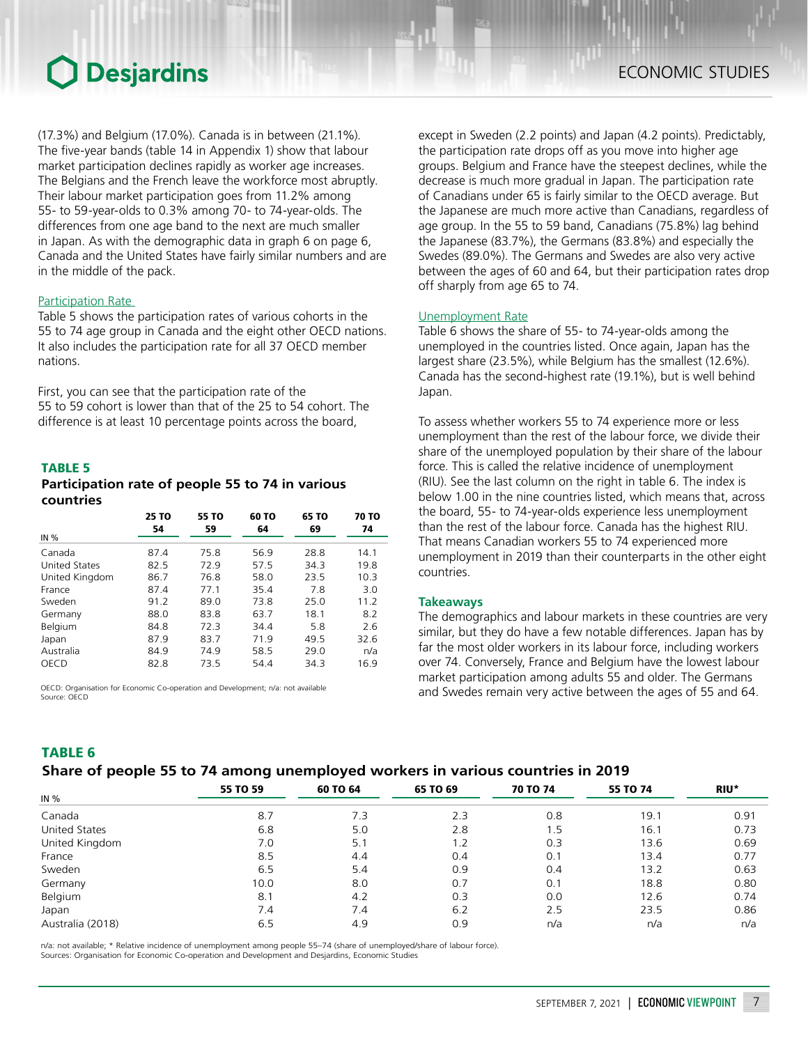(17.3%) and Belgium (17.0%). Canada is in between (21.1%). The five-year bands (table 14 in Appendix 1) show that labour market participation declines rapidly as worker age increases. The Belgians and the French leave the workforce most abruptly. Their labour market participation goes from 11.2% among 55- to 59-year-olds to 0.3% among 70- to 74-year-olds. The differences from one age band to the next are much smaller in Japan. As with the demographic data in graph 6 on page 6, Canada and the United States have fairly similar numbers and are in the middle of the pack.

### Participation Rate

Table 5 shows the participation rates of various cohorts in the 55 to 74 age group in Canada and the eight other OECD nations. It also includes the participation rate for all 37 OECD member nations.

First, you can see that the participation rate of the 55 to 59 cohort is lower than that of the 25 to 54 cohort. The difference is at least 10 percentage points across the board, except in Sweden (2.2 points) and Japan (4.2 points). Predictably, the participation rate drops off as you move into higher age groups. Belgium and France have the steepest declines, while the decrease is much more gradual in Japan. The participation rate of Canadians under 65 is fairly similar to the OECD average. But the Japanese are much more active than Canadians, regardless of age group. In the 55 to 59 band, Canadians (75.8%) lag behind the Japanese (83.7%), the Germans (83.8%) and especially the Swedes (89.0%). The Germans and Swedes are also very active between the ages of 60 and 64, but their participation rates drop off sharply from age 65 to 74.

**TABLE 5**

**Participation rate of people 55 to 74 in various countries**

| IN % | 25 TO 54 | 55 TO 59 | 60 TO 64 | 65 TO 69 | 70 TO 74 |
|---|---|---|---|---|---|
| Canada | 87.4 | 75.8 | 56.9 | 28.8 | 14.1 |
| United States | 82.5 | 72.9 | 57.5 | 34.3 | 19.8 |
| United Kingdom | 86.7 | 76.8 | 58.0 | 23.5 | 10.3 |
| France | 87.4 | 77.1 | 35.4 | 7.8 | 3.0 |
| Sweden | 91.2 | 89.0 | 73.8 | 25.0 | 11.2 |
| Germany | 88.0 | 83.8 | 63.7 | 18.1 | 8.2 |
| Belgium | 84.8 | 72.3 | 34.4 | 5.8 | 2.6 |
| Japan | 87.9 | 83.7 | 71.9 | 49.5 | 32.6 |
| Australia | 84.9 | 74.9 | 58.5 | 29.0 | n/a |
| OECD | 82.8 | 73.5 | 54.4 | 34.3 | 16.9 |

OECD: Organisation for Economic Co-operation and Development; n/a: not available
Source: OECD

### Unemployment Rate

Table 6 shows the share of 55- to 74-year-olds among the unemployed in the countries listed. Once again, Japan has the largest share (23.5%), while Belgium has the smallest (12.6%). Canada has the second-highest rate (19.1%), but is well behind Japan.

To assess whether workers 55 to 74 experience more or less unemployment than the rest of the labour force, we divide their share of the unemployed population by their share of the labour force. This is called the relative incidence of unemployment (RIU). See the last column on the right in table 6. The index is below 1.00 in the nine countries listed, which means that, across the board, 55- to 74-year-olds experience less unemployment than the rest of the labour force. Canada has the highest RIU. That means Canadian workers 55 to 74 experienced more unemployment in 2019 than their counterparts in the other eight countries.

### Takeaways

The demographics and labour markets in these countries are very similar, but they do have a few notable differences. Japan has by far the most older workers in its labour force, including workers over 74. Conversely, France and Belgium have the lowest labour market participation among adults 55 and older. The Germans and Swedes remain very active between the ages of 55 and 64.

**TABLE 6**

**Share of people 55 to 74 among unemployed workers in various countries in 2019**

| IN % | 55 TO 59 | 60 TO 64 | 65 TO 69 | 70 TO 74 | 55 TO 74 | RIU* |
|---|---|---|---|---|---|---|
| Canada | 8.7 | 7.3 | 2.3 | 0.8 | 19.1 | 0.91 |
| United States | 6.8 | 5.0 | 2.8 | 1.5 | 16.1 | 0.73 |
| United Kingdom | 7.0 | 5.1 | 1.2 | 0.3 | 13.6 | 0.69 |
| France | 8.5 | 4.4 | 0.4 | 0.1 | 13.4 | 0.77 |
| Sweden | 6.5 | 5.4 | 0.9 | 0.4 | 13.2 | 0.63 |
| Germany | 10.0 | 8.0 | 0.7 | 0.1 | 18.8 | 0.80 |
| Belgium | 8.1 | 4.2 | 0.3 | 0.0 | 12.6 | 0.74 |
| Japan | 7.4 | 7.4 | 6.2 | 2.5 | 23.5 | 0.86 |
| Australia (2018) | 6.5 | 4.9 | 0.9 | n/a | n/a | n/a |

n/a: not available; * Relative incidence of unemployment among people 55–74 (share of unemployed/share of labour force).
Sources: Organisation for Economic Co-operation and Development and Desjardins, Economic Studies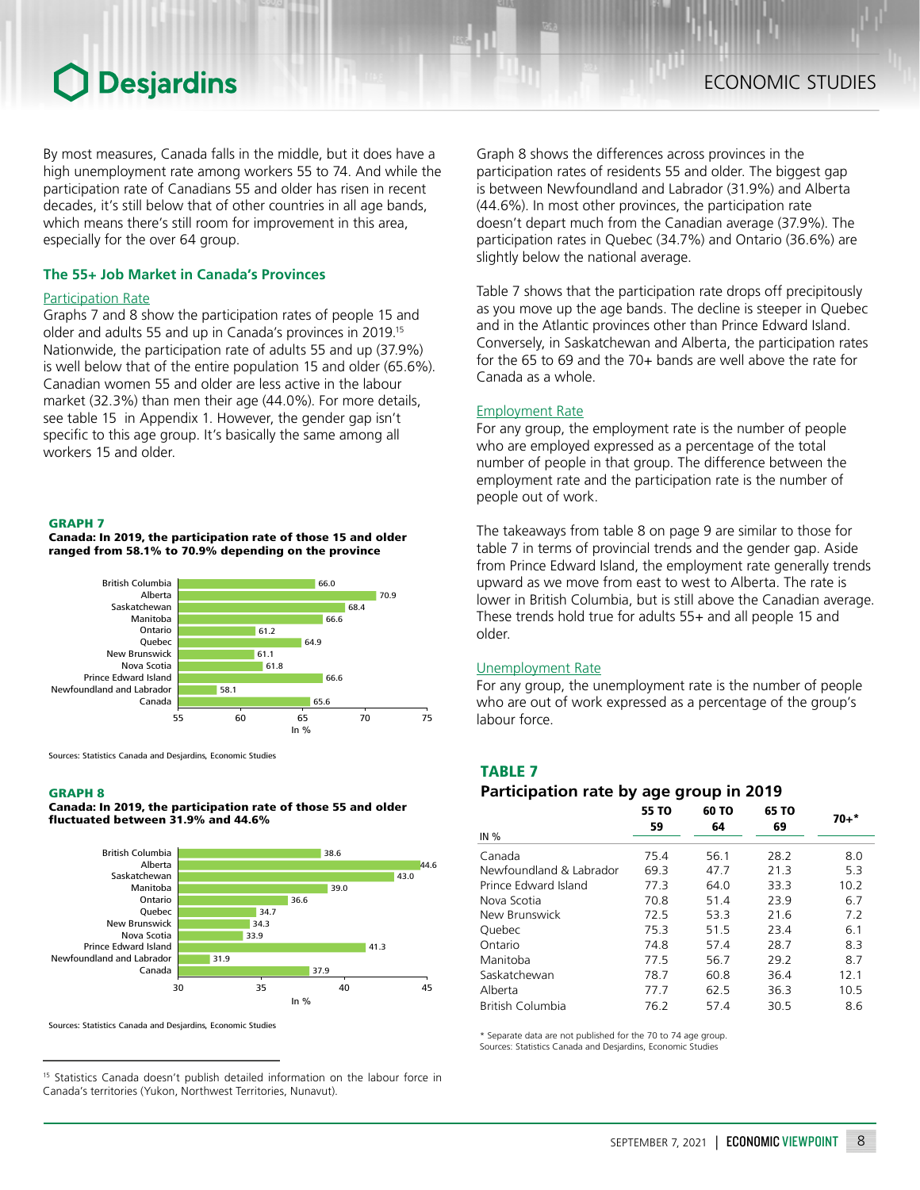By most measures, Canada falls in the middle, but it does have a high unemployment rate among workers 55 to 74. And while the participation rate of Canadians 55 and older has risen in recent decades, it's still below that of other countries in all age bands, which means there's still room for improvement in this area, especially for the over 64 group.

## The 55+ Job Market in Canada's Provinces

### Participation Rate

Graphs 7 and 8 show the participation rates of people 15 and older and adults 55 and up in Canada's provinces in 2019.[15] Nationwide, the participation rate of adults 55 and up (37.9%) is well below that of the entire population 15 and older (65.6%). Canadian women 55 and older are less active in the labour market (32.3%) than men their age (44.0%). For more details, see table 15 in Appendix 1. However, the gender gap isn't specific to this age group. It's basically the same among all workers 15 and older.

**GRAPH 7**
**Canada: In 2019, the participation rate of those 15 and older ranged from 58.1% to 70.9% depending on the province**

| Province | In % |
|---|---|
| British Columbia | 66.0 |
| Alberta | 70.9 |
| Saskatchewan | 68.4 |
| Manitoba | 66.6 |
| Ontario | 61.2 |
| Quebec | 64.9 |
| New Brunswick | 61.1 |
| Nova Scotia | 61.8 |
| Prince Edward Island | 66.6 |
| Newfoundland and Labrador | 58.1 |
| Canada | 65.6 |

Sources: Statistics Canada and Desjardins, Economic Studies

**GRAPH 8**
**Canada: In 2019, the participation rate of those 55 and older fluctuated between 31.9% and 44.6%**

| Province | In % |
|---|---|
| British Columbia | 38.6 |
| Alberta | 44.6 |
| Saskatchewan | 43.0 |
| Manitoba | 39.0 |
| Ontario | 36.6 |
| Quebec | 34.7 |
| New Brunswick | 34.3 |
| Nova Scotia | 33.9 |
| Prince Edward Island | 41.3 |
| Newfoundland and Labrador | 31.9 |
| Canada | 37.9 |

Sources: Statistics Canada and Desjardins, Economic Studies

Graph 8 shows the differences across provinces in the participation rates of residents 55 and older. The biggest gap is between Newfoundland and Labrador (31.9%) and Alberta (44.6%). In most other provinces, the participation rate doesn't depart much from the Canadian average (37.9%). The participation rates in Quebec (34.7%) and Ontario (36.6%) are slightly below the national average.

Table 7 shows that the participation rate drops off precipitously as you move up the age bands. The decline is steeper in Quebec and in the Atlantic provinces other than Prince Edward Island. Conversely, in Saskatchewan and Alberta, the participation rates for the 65 to 69 and the 70+ bands are well above the rate for Canada as a whole.

### Employment Rate

For any group, the employment rate is the number of people who are employed expressed as a percentage of the total number of people in that group. The difference between the employment rate and the participation rate is the number of people out of work.

The takeaways from table 8 on page 9 are similar to those for table 7 in terms of provincial trends and the gender gap. Aside from Prince Edward Island, the employment rate generally trends upward as we move from east to west to Alberta. The rate is lower in British Columbia, but is still above the Canadian average. These trends hold true for adults 55+ and all people 15 and older.

### Unemployment Rate

For any group, the unemployment rate is the number of people who are out of work expressed as a percentage of the group's labour force.

**TABLE 7**
**Participation rate by age group in 2019**

| IN % | 55 TO 59 | 60 TO 64 | 65 TO 69 | 70+* |
|---|---|---|---|---|
| Canada | 75.4 | 56.1 | 28.2 | 8.0 |
| Newfoundland & Labrador | 69.3 | 47.7 | 21.3 | 5.3 |
| Prince Edward Island | 77.3 | 64.0 | 33.3 | 10.2 |
| Nova Scotia | 70.8 | 51.4 | 23.9 | 6.7 |
| New Brunswick | 72.5 | 53.3 | 21.6 | 7.2 |
| Quebec | 75.3 | 51.5 | 23.4 | 6.1 |
| Ontario | 74.8 | 57.4 | 28.7 | 8.3 |
| Manitoba | 77.5 | 56.7 | 29.2 | 8.7 |
| Saskatchewan | 78.7 | 60.8 | 36.4 | 12.1 |
| Alberta | 77.7 | 62.5 | 36.3 | 10.5 |
| British Columbia | 76.2 | 57.4 | 30.5 | 8.6 |

\* Separate data are not published for the 70 to 74 age group.
Sources: Statistics Canada and Desjardins, Economic Studies

[15] Statistics Canada doesn't publish detailed information on the labour force in Canada's territories (Yukon, Northwest Territories, Nunavut).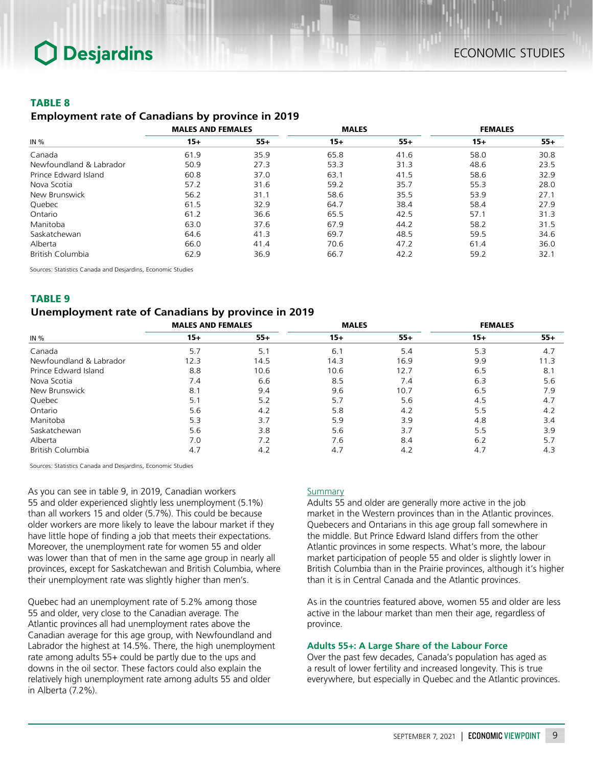### TABLE 8

#### Employment rate of Canadians by province in 2019

| IN % | MALES AND FEMALES | | MALES | | FEMALES | |
|---|---|---|---|---|---|---|
| | 15+ | 55+ | 15+ | 55+ | 15+ | 55+ |
| Canada | 61.9 | 35.9 | 65.8 | 41.6 | 58.0 | 30.8 |
| Newfoundland & Labrador | 50.9 | 27.3 | 53.3 | 31.3 | 48.6 | 23.5 |
| Prince Edward Island | 60.8 | 37.0 | 63.1 | 41.5 | 58.6 | 32.9 |
| Nova Scotia | 57.2 | 31.6 | 59.2 | 35.7 | 55.3 | 28.0 |
| New Brunswick | 56.2 | 31.1 | 58.6 | 35.5 | 53.9 | 27.1 |
| Quebec | 61.5 | 32.9 | 64.7 | 38.4 | 58.4 | 27.9 |
| Ontario | 61.2 | 36.6 | 65.5 | 42.5 | 57.1 | 31.3 |
| Manitoba | 63.0 | 37.6 | 67.9 | 44.2 | 58.2 | 31.5 |
| Saskatchewan | 64.6 | 41.3 | 69.7 | 48.5 | 59.5 | 34.6 |
| Alberta | 66.0 | 41.4 | 70.6 | 47.2 | 61.4 | 36.0 |
| British Columbia | 62.9 | 36.9 | 66.7 | 42.2 | 59.2 | 32.1 |

Sources: Statistics Canada and Desjardins, Economic Studies

### TABLE 9

#### Unemployment rate of Canadians by province in 2019

| IN % | MALES AND FEMALES | | MALES | | FEMALES | |
|---|---|---|---|---|---|---|
| | 15+ | 55+ | 15+ | 55+ | 15+ | 55+ |
| Canada | 5.7 | 5.1 | 6.1 | 5.4 | 5.3 | 4.7 |
| Newfoundland & Labrador | 12.3 | 14.5 | 14.3 | 16.9 | 9.9 | 11.3 |
| Prince Edward Island | 8.8 | 10.6 | 10.6 | 12.7 | 6.5 | 8.1 |
| Nova Scotia | 7.4 | 6.6 | 8.5 | 7.4 | 6.3 | 5.6 |
| New Brunswick | 8.1 | 9.4 | 9.6 | 10.7 | 6.5 | 7.9 |
| Quebec | 5.1 | 5.2 | 5.7 | 5.6 | 4.5 | 4.7 |
| Ontario | 5.6 | 4.2 | 5.8 | 4.2 | 5.5 | 4.2 |
| Manitoba | 5.3 | 3.7 | 5.9 | 3.9 | 4.8 | 3.4 |
| Saskatchewan | 5.6 | 3.8 | 5.6 | 3.7 | 5.5 | 3.9 |
| Alberta | 7.0 | 7.2 | 7.6 | 8.4 | 6.2 | 5.7 |
| British Columbia | 4.7 | 4.2 | 4.7 | 4.2 | 4.7 | 4.3 |

Sources: Statistics Canada and Desjardins, Economic Studies

As you can see in table 9, in 2019, Canadian workers 55 and older experienced slightly less unemployment (5.1%) than all workers 15 and older (5.7%). This could be because older workers are more likely to leave the labour market if they have little hope of finding a job that meets their expectations. Moreover, the unemployment rate for women 55 and older was lower than that of men in the same age group in nearly all provinces, except for Saskatchewan and British Columbia, where their unemployment rate was slightly higher than men's.

Quebec had an unemployment rate of 5.2% among those 55 and older, very close to the Canadian average. The Atlantic provinces all had unemployment rates above the Canadian average for this age group, with Newfoundland and Labrador the highest at 14.5%. There, the high unemployment rate among adults 55+ could be partly due to the ups and downs in the oil sector. These factors could also explain the relatively high unemployment rate among adults 55 and older in Alberta (7.2%).

Summary

Adults 55 and older are generally more active in the job market in the Western provinces than in the Atlantic provinces. Quebecers and Ontarians in this age group fall somewhere in the middle. But Prince Edward Island differs from the other Atlantic provinces in some respects. What's more, the labour market participation of people 55 and older is slightly lower in British Columbia than in the Prairie provinces, although it's higher than it is in Central Canada and the Atlantic provinces.

As in the countries featured above, women 55 and older are less active in the labour market than men their age, regardless of province.

### Adults 55+: A Large Share of the Labour Force

Over the past few decades, Canada's population has aged as a result of lower fertility and increased longevity. This is true everywhere, but especially in Quebec and the Atlantic provinces.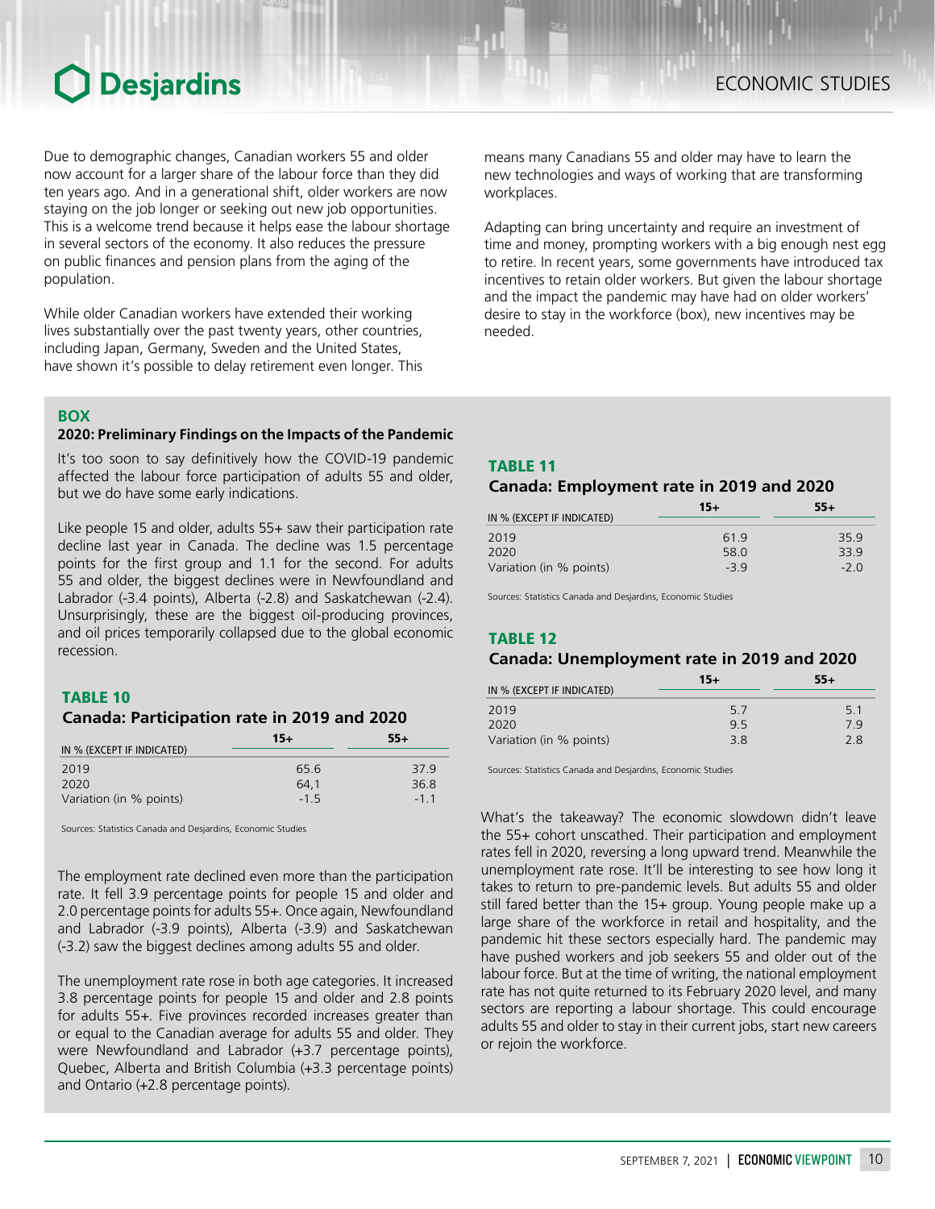Due to demographic changes, Canadian workers 55 and older now account for a larger share of the labour force than they did ten years ago. And in a generational shift, older workers are now staying on the job longer or seeking out new job opportunities. This is a welcome trend because it helps ease the labour shortage in several sectors of the economy. It also reduces the pressure on public finances and pension plans from the aging of the population.

While older Canadian workers have extended their working lives substantially over the past twenty years, other countries, including Japan, Germany, Sweden and the United States, have shown it's possible to delay retirement even longer. This means many Canadians 55 and older may have to learn the new technologies and ways of working that are transforming workplaces.

Adapting can bring uncertainty and require an investment of time and money, prompting workers with a big enough nest egg to retire. In recent years, some governments have introduced tax incentives to retain older workers. But given the labour shortage and the impact the pandemic may have had on older workers' desire to stay in the workforce (box), new incentives may be needed.

## BOX

### 2020: Preliminary Findings on the Impacts of the Pandemic

It's too soon to say definitively how the COVID-19 pandemic affected the labour force participation of adults 55 and older, but we do have some early indications.

Like people 15 and older, adults 55+ saw their participation rate decline last year in Canada. The decline was 1.5 percentage points for the first group and 1.1 for the second. For adults 55 and older, the biggest declines were in Newfoundland and Labrador (-3.4 points), Alberta (-2.8) and Saskatchewan (-2.4). Unsurprisingly, these are the biggest oil-producing provinces, and oil prices temporarily collapsed due to the global economic recession.

**TABLE 10**
**Canada: Participation rate in 2019 and 2020**

| IN % (EXCEPT IF INDICATED) | 15+ | 55+ |
|---|---|---|
| 2019 | 65.6 | 37.9 |
| 2020 | 64,1 | 36.8 |
| Variation (in % points) | -1.5 | -1.1 |

Sources: Statistics Canada and Desjardins, Economic Studies

The employment rate declined even more than the participation rate. It fell 3.9 percentage points for people 15 and older and 2.0 percentage points for adults 55+. Once again, Newfoundland and Labrador (-3.9 points), Alberta (-3.9) and Saskatchewan (-3.2) saw the biggest declines among adults 55 and older.

The unemployment rate rose in both age categories. It increased 3.8 percentage points for people 15 and older and 2.8 points for adults 55+. Five provinces recorded increases greater than or equal to the Canadian average for adults 55 and older. They were Newfoundland and Labrador (+3.7 percentage points), Quebec, Alberta and British Columbia (+3.3 percentage points) and Ontario (+2.8 percentage points).

**TABLE 11**
**Canada: Employment rate in 2019 and 2020**

| IN % (EXCEPT IF INDICATED) | 15+ | 55+ |
|---|---|---|
| 2019 | 61.9 | 35.9 |
| 2020 | 58.0 | 33.9 |
| Variation (in % points) | -3.9 | -2.0 |

Sources: Statistics Canada and Desjardins, Economic Studies

**TABLE 12**
**Canada: Unemployment rate in 2019 and 2020**

| IN % (EXCEPT IF INDICATED) | 15+ | 55+ |
|---|---|---|
| 2019 | 5.7 | 5.1 |
| 2020 | 9.5 | 7.9 |
| Variation (in % points) | 3.8 | 2.8 |

Sources: Statistics Canada and Desjardins, Economic Studies

What's the takeaway? The economic slowdown didn't leave the 55+ cohort unscathed. Their participation and employment rates fell in 2020, reversing a long upward trend. Meanwhile the unemployment rate rose. It'll be interesting to see how long it takes to return to pre-pandemic levels. But adults 55 and older still fared better than the 15+ group. Young people make up a large share of the workforce in retail and hospitality, and the pandemic hit these sectors especially hard. The pandemic may have pushed workers and job seekers 55 and older out of the labour force. But at the time of writing, the national employment rate has not quite returned to its February 2020 level, and many sectors are reporting a labour shortage. This could encourage adults 55 and older to stay in their current jobs, start new careers or rejoin the workforce.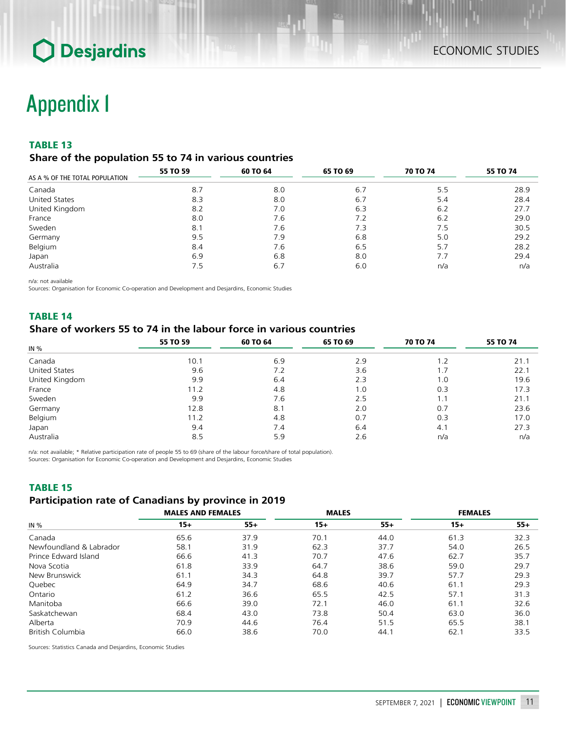# Appendix I

**TABLE 13**

**Share of the population 55 to 74 in various countries**

| AS A % OF THE TOTAL POPULATION | 55 TO 59 | 60 TO 64 | 65 TO 69 | 70 TO 74 | 55 TO 74 |
|---|---|---|---|---|---|
| Canada | 8.7 | 8.0 | 6.7 | 5.5 | 28.9 |
| United States | 8.3 | 8.0 | 6.7 | 5.4 | 28.4 |
| United Kingdom | 8.2 | 7.0 | 6.3 | 6.2 | 27.7 |
| France | 8.0 | 7.6 | 7.2 | 6.2 | 29.0 |
| Sweden | 8.1 | 7.6 | 7.3 | 7.5 | 30.5 |
| Germany | 9.5 | 7.9 | 6.8 | 5.0 | 29.2 |
| Belgium | 8.4 | 7.6 | 6.5 | 5.7 | 28.2 |
| Japan | 6.9 | 6.8 | 8.0 | 7.7 | 29.4 |
| Australia | 7.5 | 6.7 | 6.0 | n/a | n/a |

n/a: not available
Sources: Organisation for Economic Co-operation and Development and Desjardins, Economic Studies

**TABLE 14**

**Share of workers 55 to 74 in the labour force in various countries**

| IN % | 55 TO 59 | 60 TO 64 | 65 TO 69 | 70 TO 74 | 55 TO 74 |
|---|---|---|---|---|---|
| Canada | 10.1 | 6.9 | 2.9 | 1.2 | 21.1 |
| United States | 9.6 | 7.2 | 3.6 | 1.7 | 22.1 |
| United Kingdom | 9.9 | 6.4 | 2.3 | 1.0 | 19.6 |
| France | 11.2 | 4.8 | 1.0 | 0.3 | 17.3 |
| Sweden | 9.9 | 7.6 | 2.5 | 1.1 | 21.1 |
| Germany | 12.8 | 8.1 | 2.0 | 0.7 | 23.6 |
| Belgium | 11.2 | 4.8 | 0.7 | 0.3 | 17.0 |
| Japan | 9.4 | 7.4 | 6.4 | 4.1 | 27.3 |
| Australia | 8.5 | 5.9 | 2.6 | n/a | n/a |

n/a: not available; * Relative participation rate of people 55 to 69 (share of the labour force/share of total population).
Sources: Organisation for Economic Co-operation and Development and Desjardins, Economic Studies

**TABLE 15**

**Participation rate of Canadians by province in 2019**

| | MALES AND FEMALES | | MALES | | FEMALES | |
|---|---|---|---|---|---|---|
| IN % | 15+ | 55+ | 15+ | 55+ | 15+ | 55+ |
| Canada | 65.6 | 37.9 | 70.1 | 44.0 | 61.3 | 32.3 |
| Newfoundland & Labrador | 58.1 | 31.9 | 62.3 | 37.7 | 54.0 | 26.5 |
| Prince Edward Island | 66.6 | 41.3 | 70.7 | 47.6 | 62.7 | 35.7 |
| Nova Scotia | 61.8 | 33.9 | 64.7 | 38.6 | 59.0 | 29.7 |
| New Brunswick | 61.1 | 34.3 | 64.8 | 39.7 | 57.7 | 29.3 |
| Quebec | 64.9 | 34.7 | 68.6 | 40.6 | 61.1 | 29.3 |
| Ontario | 61.2 | 36.6 | 65.5 | 42.5 | 57.1 | 31.3 |
| Manitoba | 66.6 | 39.0 | 72.1 | 46.0 | 61.1 | 32.6 |
| Saskatchewan | 68.4 | 43.0 | 73.8 | 50.4 | 63.0 | 36.0 |
| Alberta | 70.9 | 44.6 | 76.4 | 51.5 | 65.5 | 38.1 |
| British Columbia | 66.0 | 38.6 | 70.0 | 44.1 | 62.1 | 33.5 |

Sources: Statistics Canada and Desjardins, Economic Studies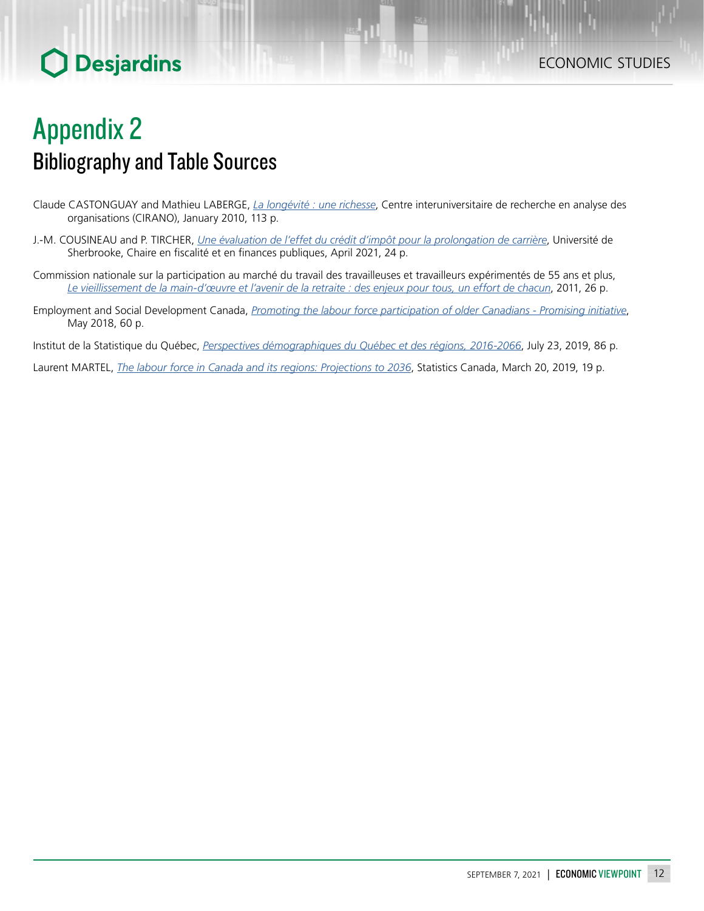# Appendix 2

## Bibliography and Table Sources

Claude CASTONGUAY and Mathieu LABERGE, *La longévité : une richesse*, Centre interuniversitaire de recherche en analyse des organisations (CIRANO), January 2010, 113 p.

J.-M. COUSINEAU and P. TIRCHER, *Une évaluation de l'effet du crédit d'impôt pour la prolongation de carrière*, Université de Sherbrooke, Chaire en fiscalité et en finances publiques, April 2021, 24 p.

Commission nationale sur la participation au marché du travail des travailleuses et travailleurs expérimentés de 55 ans et plus, *Le vieillissement de la main-d'œuvre et l'avenir de la retraite : des enjeux pour tous, un effort de chacun*, 2011, 26 p.

Employment and Social Development Canada, *Promoting the labour force participation of older Canadians - Promising initiative*, May 2018, 60 p.

Institut de la Statistique du Québec, *Perspectives démographiques du Québec et des régions, 2016-2066*, July 23, 2019, 86 p.

Laurent MARTEL, *The labour force in Canada and its regions: Projections to 2036*, Statistics Canada, March 20, 2019, 19 p.